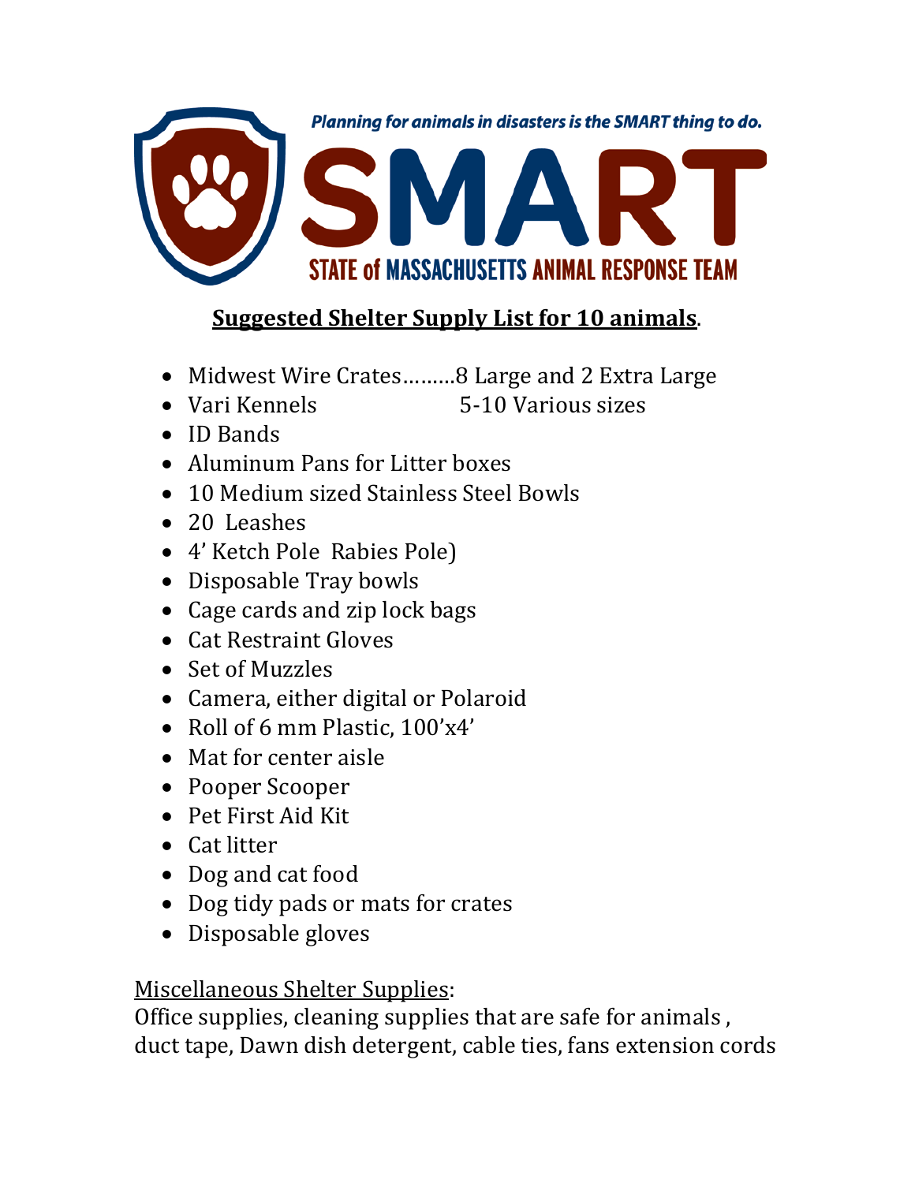Planning for animals in disasters is the SMART thing to do.

# SMART

## STATE of MASSACHUSETTS ANIMAL RESPONSE TEAM

**Suggested Shelter Supply List for 10 animals**.

- Midwest Wire Crates.........8 Large and 2 Extra Large
- Vari Kennels 5-10 Various sizes
- ID Bands
- Aluminum Pans for Litter boxes
- 10 Medium sized Stainless Steel Bowls
- 20 Leashes
- 4' Ketch Pole Rabies Pole)
- Disposable Tray bowls
- Cage cards and zip lock bags
- Cat Restraint Gloves
- Set of Muzzles
- Camera, either digital or Polaroid
- Roll of 6 mm Plastic, 100'x4'
- Mat for center aisle
- Pooper Scooper
- Pet First Aid Kit
- Cat litter
- Dog and cat food
- Dog tidy pads or mats for crates
- Disposable gloves

Miscellaneous Shelter Supplies:
Office supplies, cleaning supplies that are safe for animals , duct tape, Dawn dish detergent, cable ties, fans extension cords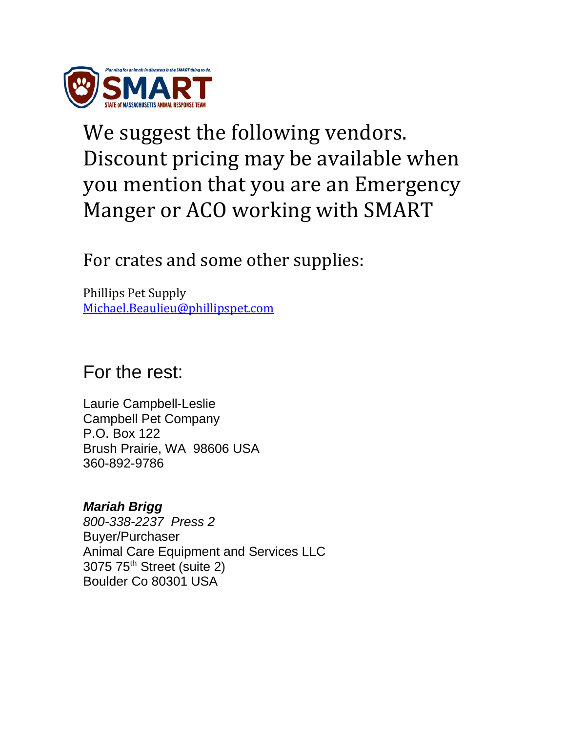# We suggest the following vendors. Discount pricing may be available when you mention that you are an Emergency Manger or ACO working with SMART

## For crates and some other supplies:

Phillips Pet Supply
Michael.Beaulieu@phillipspet.com

## For the rest:

Laurie Campbell-Leslie
Campbell Pet Company
P.O. Box 122
Brush Prairie, WA 98606 USA
360-892-9786

***Mariah Brigg***
*800-338-2237 Press 2*
Buyer/Purchaser
Animal Care Equipment and Services LLC
3075 75th Street (suite 2)
Boulder Co 80301 USA